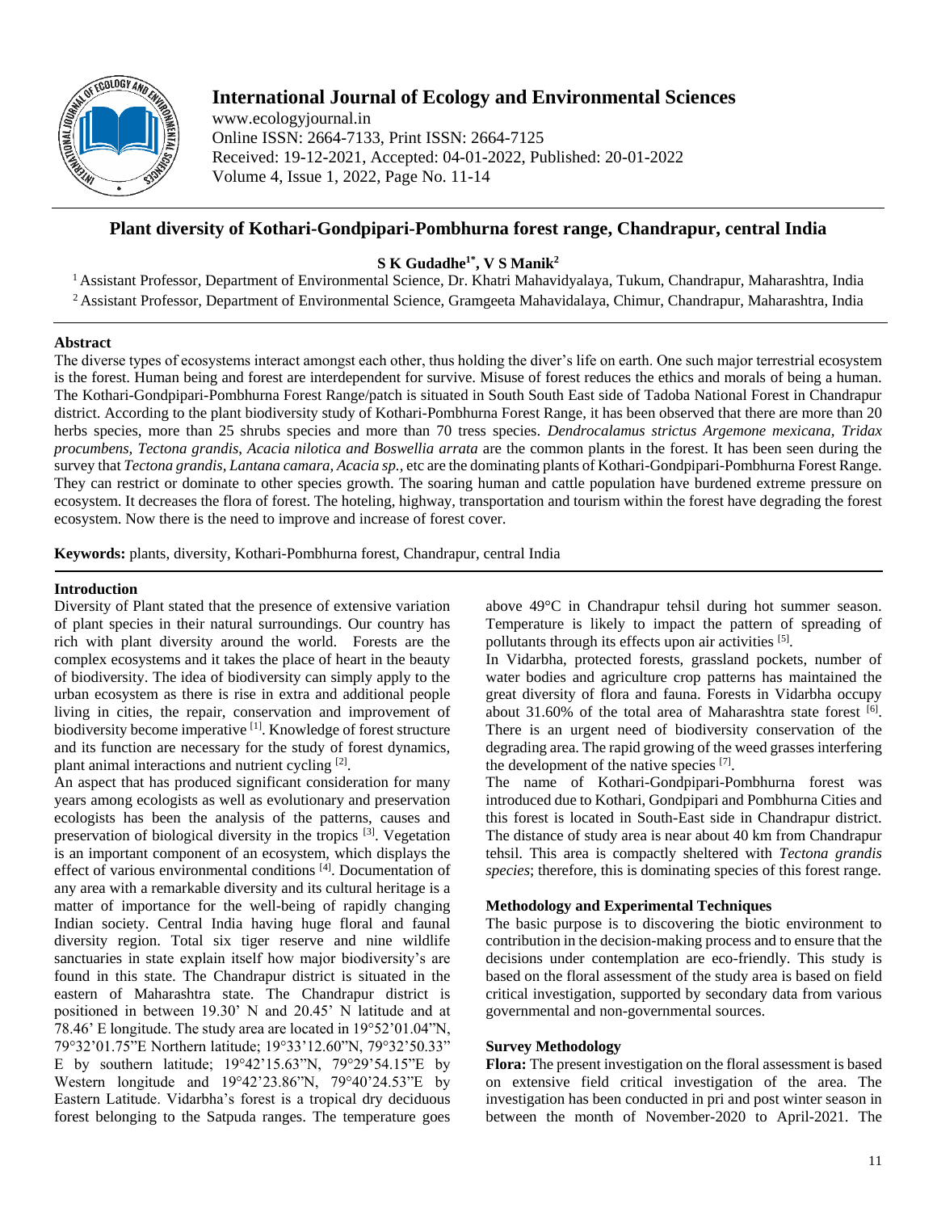# International Journal of Ecology and Environmental Sciences

www.ecologyjournal.in
Online ISSN: 2664-7133, Print ISSN: 2664-7125
Received: 19-12-2021, Accepted: 04-01-2022, Published: 20-01-2022
Volume 4, Issue 1, 2022, Page No. 11-14

## Plant diversity of Kothari-Gondpipari-Pombhurna forest range, Chandrapur, central India

**S K Gudadhe[1*], V S Manik[2]**

[1] Assistant Professor, Department of Environmental Science, Dr. Khatri Mahavidyalaya, Tukum, Chandrapur, Maharashtra, India
[2] Assistant Professor, Department of Environmental Science, Gramgeeta Mahavidalaya, Chimur, Chandrapur, Maharashtra, India

### Abstract

The diverse types of ecosystems interact amongst each other, thus holding the diver's life on earth. One such major terrestrial ecosystem is the forest. Human being and forest are interdependent for survive. Misuse of forest reduces the ethics and morals of being a human. The Kothari-Gondpipari-Pombhurna Forest Range/patch is situated in South South East side of Tadoba National Forest in Chandrapur district. According to the plant biodiversity study of Kothari-Pombhurna Forest Range, it has been observed that there are more than 20 herbs species, more than 25 shrubs species and more than 70 tress species. *Dendrocalamus strictus Argemone mexicana, Tridax procumbens, Tectona grandis, Acacia nilotica and Boswellia arrata* are the common plants in the forest. It has been seen during the survey that *Tectona grandis, Lantana camara, Acacia sp.,* etc are the dominating plants of Kothari-Gondpipari-Pombhurna Forest Range. They can restrict or dominate to other species growth. The soaring human and cattle population have burdened extreme pressure on ecosystem. It decreases the flora of forest. The hoteling, highway, transportation and tourism within the forest have degrading the forest ecosystem. Now there is the need to improve and increase of forest cover.

**Keywords:** plants, diversity, Kothari-Pombhurna forest, Chandrapur, central India

### Introduction

Diversity of Plant stated that the presence of extensive variation of plant species in their natural surroundings. Our country has rich with plant diversity around the world. Forests are the complex ecosystems and it takes the place of heart in the beauty of biodiversity. The idea of biodiversity can simply apply to the urban ecosystem as there is rise in extra and additional people living in cities, the repair, conservation and improvement of biodiversity become imperative [1]. Knowledge of forest structure and its function are necessary for the study of forest dynamics, plant animal interactions and nutrient cycling [2].

An aspect that has produced significant consideration for many years among ecologists as well as evolutionary and preservation ecologists has been the analysis of the patterns, causes and preservation of biological diversity in the tropics [3]. Vegetation is an important component of an ecosystem, which displays the effect of various environmental conditions [4]. Documentation of any area with a remarkable diversity and its cultural heritage is a matter of importance for the well-being of rapidly changing Indian society. Central India having huge floral and faunal diversity region. Total six tiger reserve and nine wildlife sanctuaries in state explain itself how major biodiversity's are found in this state. The Chandrapur district is situated in the eastern of Maharashtra state. The Chandrapur district is positioned in between 19.30' N and 20.45' N latitude and at 78.46' E longitude. The study area are located in 19°52'01.04"N, 79°32'01.75"E Northern latitude; 19°33'12.60"N, 79°32'50.33" E by southern latitude; 19°42'15.63"N, 79°29'54.15"E by Western longitude and 19°42'23.86"N, 79°40'24.53"E by Eastern Latitude. Vidarbha's forest is a tropical dry deciduous forest belonging to the Satpuda ranges. The temperature goes above 49°C in Chandrapur tehsil during hot summer season. Temperature is likely to impact the pattern of spreading of pollutants through its effects upon air activities [5].

In Vidarbha, protected forests, grassland pockets, number of water bodies and agriculture crop patterns has maintained the great diversity of flora and fauna. Forests in Vidarbha occupy about 31.60% of the total area of Maharashtra state forest [6]. There is an urgent need of biodiversity conservation of the degrading area. The rapid growing of the weed grasses interfering the development of the native species [7].

The name of Kothari-Gondpipari-Pombhurna forest was introduced due to Kothari, Gondpipari and Pombhurna Cities and this forest is located in South-East side in Chandrapur district. The distance of study area is near about 40 km from Chandrapur tehsil. This area is compactly sheltered with *Tectona grandis species*; therefore, this is dominating species of this forest range.

### Methodology and Experimental Techniques

The basic purpose is to discovering the biotic environment to contribution in the decision-making process and to ensure that the decisions under contemplation are eco-friendly. This study is based on the floral assessment of the study area is based on field critical investigation, supported by secondary data from various governmental and non-governmental sources.

### Survey Methodology

**Flora:** The present investigation on the floral assessment is based on extensive field critical investigation of the area. The investigation has been conducted in pri and post winter season in between the month of November-2020 to April-2021. The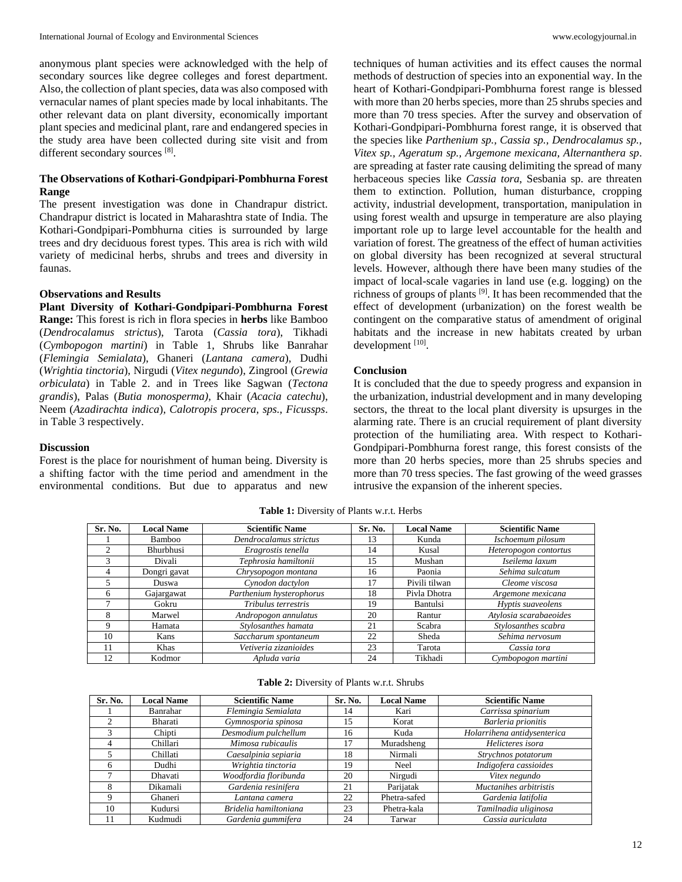anonymous plant species were acknowledged with the help of secondary sources like degree colleges and forest department. Also, the collection of plant species, data was also composed with vernacular names of plant species made by local inhabitants. The other relevant data on plant diversity, economically important plant species and medicinal plant, rare and endangered species in the study area have been collected during site visit and from different secondary sources [8].

### The Observations of Kothari-Gondpipari-Pombhurna Forest Range

The present investigation was done in Chandrapur district. Chandrapur district is located in Maharashtra state of India. The Kothari-Gondpipari-Pombhurna cities is surrounded by large trees and dry deciduous forest types. This area is rich with wild variety of medicinal herbs, shrubs and trees and diversity in faunas.

### Observations and Results

**Plant Diversity of Kothari-Gondpipari-Pombhurna Forest Range:** This forest is rich in flora species in **herbs** like Bamboo (*Dendrocalamus strictus*), Tarota (*Cassia tora*), Tikhadi (*Cymbopogon martini*) in Table 1, Shrubs like Banrahar (*Flemingia Semialata*), Ghaneri (*Lantana camera*), Dudhi (*Wrightia tinctoria*), Nirgudi (*Vitex negundo*), Zingrool (*Grewia orbiculata*) in Table 2. and in Trees like Sagwan (*Tectona grandis*), Palas (*Butia monosperma),* Khair (*Acacia catechu*), Neem (*Azadirachta indica*), *Calotropis procera*, *sps., Ficussps*. in Table 3 respectively.

### Discussion

Forest is the place for nourishment of human being. Diversity is a shifting factor with the time period and amendment in the environmental conditions. But due to apparatus and new techniques of human activities and its effect causes the normal methods of destruction of species into an exponential way. In the heart of Kothari-Gondpipari-Pombhurna forest range is blessed with more than 20 herbs species, more than 25 shrubs species and more than 70 tress species. After the survey and observation of Kothari-Gondpipari-Pombhurna forest range, it is observed that the species like *Parthenium sp., Cassia sp., Dendrocalamus sp., Vitex sp., Ageratum sp., Argemone mexicana, Alternanthera sp*. are spreading at faster rate causing delimiting the spread of many herbaceous species like *Cassia tora*, Sesbania sp. are threaten them to extinction. Pollution, human disturbance, cropping activity, industrial development, transportation, manipulation in using forest wealth and upsurge in temperature are also playing important role up to large level accountable for the health and variation of forest. The greatness of the effect of human activities on global diversity has been recognized at several structural levels. However, although there have been many studies of the impact of local-scale vagaries in land use (e.g. logging) on the richness of groups of plants [9]. It has been recommended that the effect of development (urbanization) on the forest wealth be contingent on the comparative status of amendment of original habitats and the increase in new habitats created by urban development [10].

### Conclusion

It is concluded that the due to speedy progress and expansion in the urbanization, industrial development and in many developing sectors, the threat to the local plant diversity is upsurges in the alarming rate. There is an crucial requirement of plant diversity protection of the humiliating area. With respect to Kothari-Gondpipari-Pombhurna forest range, this forest consists of the more than 20 herbs species, more than 25 shrubs species and more than 70 tress species. The fast growing of the weed grasses intrusive the expansion of the inherent species.

**Table 1:** Diversity of Plants w.r.t. Herbs

| Sr. No. | Local Name | Scientific Name | Sr. No. | Local Name | Scientific Name |
|---|---|---|---|---|---|
| 1 | Bamboo | *Dendrocalamus strictus* | 13 | Kunda | *Ischoemum pilosum* |
| 2 | Bhurbhusi | *Eragrostis tenella* | 14 | Kusal | *Heteropogon contortus* |
| 3 | Divali | *Tephrosia hamiltonii* | 15 | Mushan | *Iseilema laxum* |
| 4 | Dongri gavat | *Chrysopogon montana* | 16 | Paonia | *Sehima sulcatum* |
| 5 | Duswa | *Cynodon dactylon* | 17 | Pivili tilwan | *Cleome viscosa* |
| 6 | Gajargawat | *Parthenium hysterophorus* | 18 | Pivla Dhotra | *Argemone mexicana* |
| 7 | Gokru | *Tribulus terrestris* | 19 | Bantulsi | *Hyptis suaveolens* |
| 8 | Marwel | *Andropogon annulatus* | 20 | Rantur | *Atylosia scarabaeoides* |
| 9 | Hamata | *Stylosanthes hamata* | 21 | Scabra | *Stylosanthes scabra* |
| 10 | Kans | *Saccharum spontaneum* | 22 | Sheda | *Sehima nervosum* |
| 11 | Khas | *Vetiveria zizanioides* | 23 | Tarota | *Cassia tora* |
| 12 | Kodmor | *Apluda varia* | 24 | Tikhadi | *Cymbopogon martini* |

**Table 2:** Diversity of Plants w.r.t. Shrubs

| Sr. No. | Local Name | Scientific Name | Sr. No. | Local Name | Scientific Name |
|---|---|---|---|---|---|
| 1 | Banrahar | *Flemingia Semialata* | 14 | Kari | *Carrissa spinarium* |
| 2 | Bharati | *Gymnosporia spinosa* | 15 | Korat | *Barleria prionitis* |
| 3 | Chipti | *Desmodium pulchellum* | 16 | Kuda | *Holarrihena antidysenterica* |
| 4 | Chillari | *Mimosa rubicaulis* | 17 | Muradsheng | *Helicteres isora* |
| 5 | Chillati | *Caesalpinia sepiaria* | 18 | Nirmali | *Strychnos potatorum* |
| 6 | Dudhi | *Wrightia tinctoria* | 19 | Neel | *Indigofera cassioides* |
| 7 | Dhavati | *Woodfordia floribunda* | 20 | Nirgudi | *Vitex negundo* |
| 8 | Dikamali | *Gardenia resinifera* | 21 | Parijatak | *Muctanihes arbitristis* |
| 9 | Ghaneri | *Lantana camera* | 22 | Phetra-safed | *Gardenia latifolia* |
| 10 | Kudursi | *Bridelia hamiltoniana* | 23 | Phetra-kala | *Tamilnadia uliginosa* |
| 11 | Kudmudi | *Gardenia gummifera* | 24 | Tarwar | *Cassia auriculata* |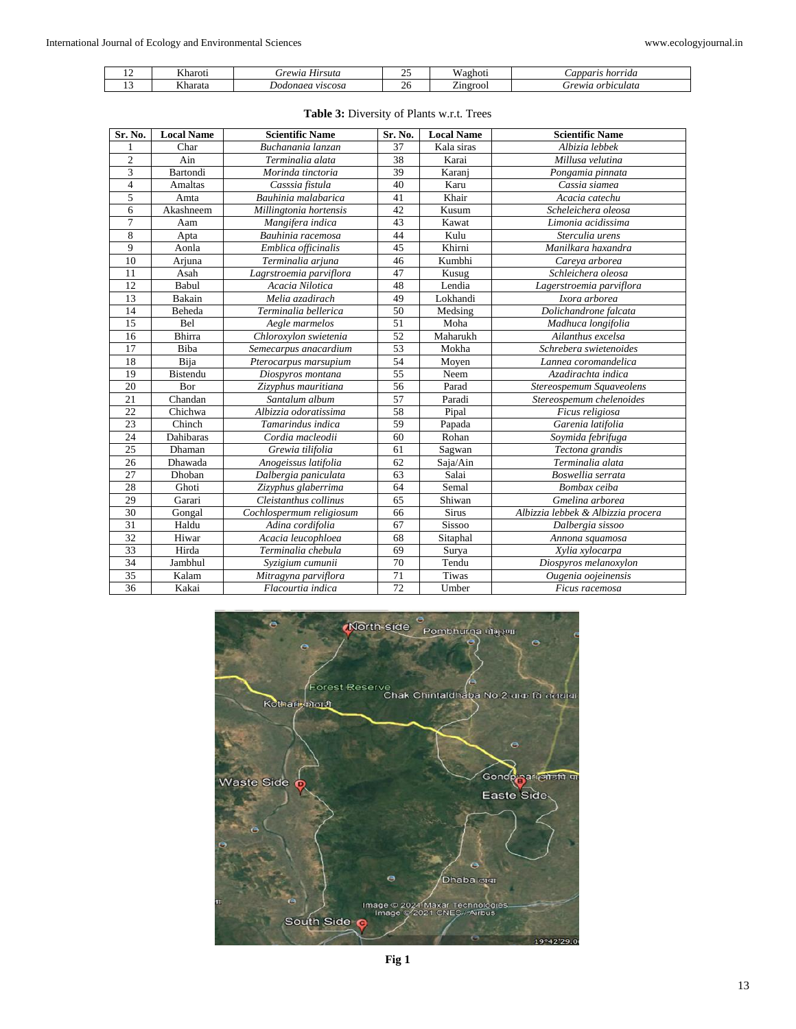| 12 | Kharoti | *Grewia Hirsuta* | 25 | Waghoti | *Capparis horrida* |
|---|---|---|---|---|---|
| 13 | Kharata | *Dodonaea viscosa* | 26 | Zingrool | *Grewia orbiculata* |

**Table 3:** Diversity of Plants w.r.t. Trees

| Sr. No. | Local Name | Scientific Name | Sr. No. | Local Name | Scientific Name |
|---|---|---|---|---|---|
| 1 | Char | *Buchanania lanzan* | 37 | Kala siras | *Albizia lebbek* |
| 2 | Ain | *Terminalia alata* | 38 | Karai | *Millusa velutina* |
| 3 | Bartondi | *Morinda tinctoria* | 39 | Karanj | *Pongamia pinnata* |
| 4 | Amaltas | *Casssia fistula* | 40 | Karu | *Cassia siamea* |
| 5 | Amta | *Bauhinia malabarica* | 41 | Khair | *Acacia catechu* |
| 6 | Akashneem | *Millingtonia hortensis* | 42 | Kusum | *Scheleichera oleosa* |
| 7 | Aam | *Mangifera indica* | 43 | Kawat | *Limonia acidissima* |
| 8 | Apta | *Bauhinia racemosa* | 44 | Kulu | *Sterculia urens* |
| 9 | Aonla | *Emblica officinalis* | 45 | Khirni | *Manilkara haxandra* |
| 10 | Arjuna | *Terminalia arjuna* | 46 | Kumbhi | *Careya arborea* |
| 11 | Asah | *Lagrstroemia parviflora* | 47 | Kusug | *Schleichera oleosa* |
| 12 | Babul | *Acacia Nilotica* | 48 | Lendia | *Lagerstroemia parviflora* |
| 13 | Bakain | *Melia azadirach* | 49 | Lokhandi | *Ixora arborea* |
| 14 | Beheda | *Terminalia bellerica* | 50 | Medsing | *Dolichandrone falcata* |
| 15 | Bel | *Aegle marmelos* | 51 | Moha | *Madhuca longifolia* |
| 16 | Bhirra | *Chloroxylon swietenia* | 52 | Maharukh | *Ailanthus excelsa* |
| 17 | Biba | *Semecarpus anacardium* | 53 | Mokha | *Schrebera swietenoides* |
| 18 | Bija | *Pterocarpus marsupium* | 54 | Moyen | *Lannea coromandelica* |
| 19 | Bistendu | *Diospyros montana* | 55 | Neem | *Azadirachta indica* |
| 20 | Bor | *Zizyphus mauritiana* | 56 | Parad | *Stereospemum Squaveolens* |
| 21 | Chandan | *Santalum album* | 57 | Paradi | *Stereospemum chelenoides* |
| 22 | Chichwa | *Albizzia odoratissima* | 58 | Pipal | *Ficus religiosa* |
| 23 | Chinch | *Tamarindus indica* | 59 | Papada | *Garenia latifolia* |
| 24 | Dahibaras | *Cordia macleodii* | 60 | Rohan | *Soymida febrifuga* |
| 25 | Dhaman | *Grewia tilifolia* | 61 | Sagwan | *Tectona grandis* |
| 26 | Dhawada | *Anogeissus latifolia* | 62 | Saja/Ain | *Terminalia alata* |
| 27 | Dhoban | *Dalbergia paniculata* | 63 | Salai | *Boswellia serrata* |
| 28 | Ghoti | *Zizyphus glaberrima* | 64 | Semal | *Bombax ceiba* |
| 29 | Garari | *Cleistanthus collinus* | 65 | Shiwan | *Gmelina arborea* |
| 30 | Gongal | *Cochlospermum religiosum* | 66 | Sirus | *Albizzia lebbek & Albizzia procera* |
| 31 | Haldu | *Adina cordifolia* | 67 | Sissoo | *Dalbergia sissoo* |
| 32 | Hiwar | *Acacia leucophloea* | 68 | Sitaphal | *Annona squamosa* |
| 33 | Hirda | *Terminalia chebula* | 69 | Surya | *Xylia xylocarpa* |
| 34 | Jambhul | *Syzigium cumunii* | 70 | Tendu | *Diospyros melanoxylon* |
| 35 | Kalam | *Mitragyna parviflora* | 71 | Tiwas | *Ougenia oojeinensis* |
| 36 | Kakai | *Flacourtia indica* | 72 | Umber | *Ficus racemosa* |

**Fig 1**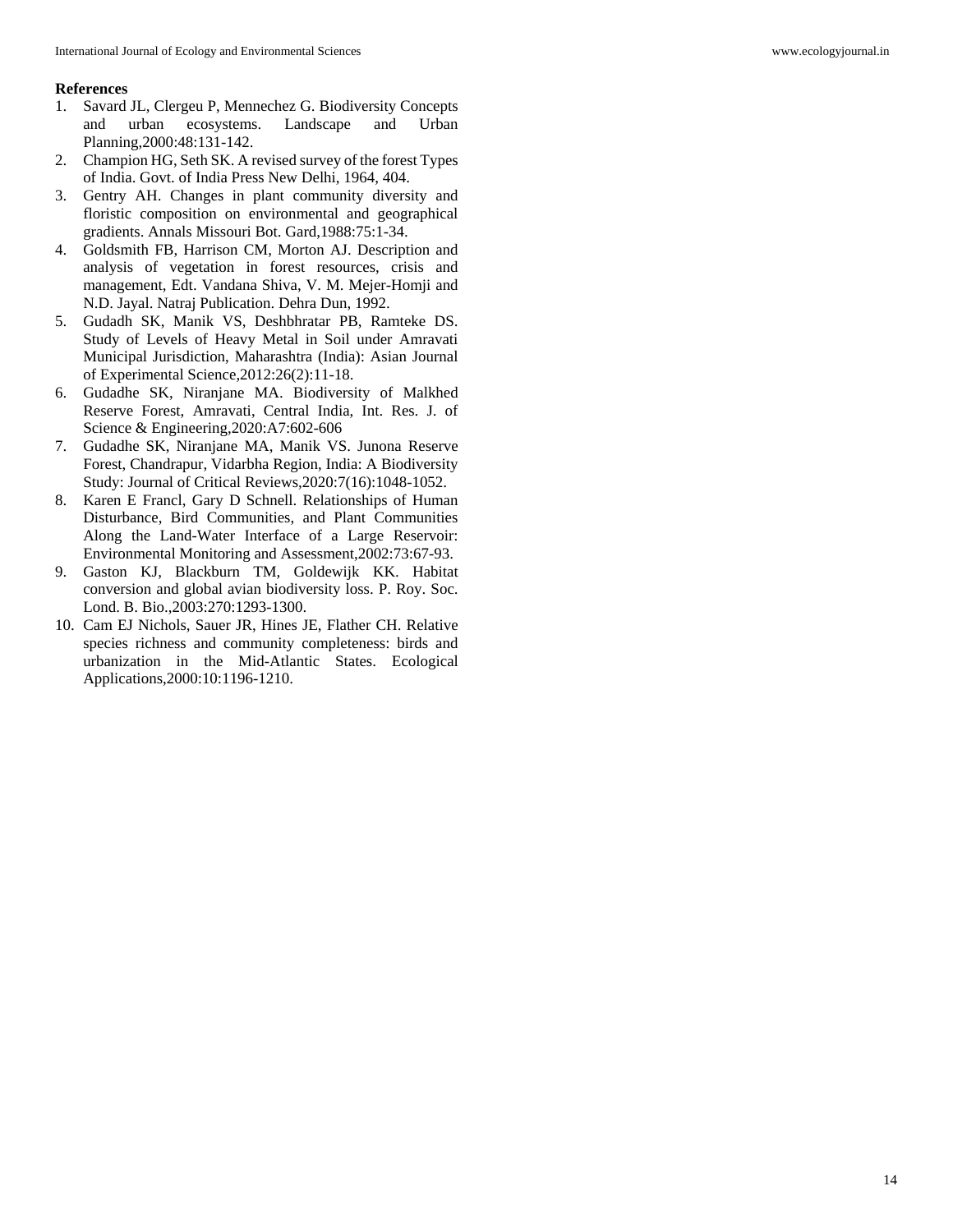**References**

1. Savard JL, Clergeu P, Mennechez G. Biodiversity Concepts and urban ecosystems. Landscape and Urban Planning,2000:48:131-142.
2. Champion HG, Seth SK. A revised survey of the forest Types of India. Govt. of India Press New Delhi, 1964, 404.
3. Gentry AH. Changes in plant community diversity and floristic composition on environmental and geographical gradients. Annals Missouri Bot. Gard,1988:75:1-34.
4. Goldsmith FB, Harrison CM, Morton AJ. Description and analysis of vegetation in forest resources, crisis and management, Edt. Vandana Shiva, V. M. Mejer-Homji and N.D. Jayal. Natraj Publication. Dehra Dun, 1992.
5. Gudadh SK, Manik VS, Deshbhratar PB, Ramteke DS. Study of Levels of Heavy Metal in Soil under Amravati Municipal Jurisdiction, Maharashtra (India): Asian Journal of Experimental Science,2012:26(2):11-18.
6. Gudadhe SK, Niranjane MA. Biodiversity of Malkhed Reserve Forest, Amravati, Central India, Int. Res. J. of Science & Engineering,2020:A7:602-606
7. Gudadhe SK, Niranjane MA, Manik VS. Junona Reserve Forest, Chandrapur, Vidarbha Region, India: A Biodiversity Study: Journal of Critical Reviews,2020:7(16):1048-1052.
8. Karen E Francl, Gary D Schnell. Relationships of Human Disturbance, Bird Communities, and Plant Communities Along the Land-Water Interface of a Large Reservoir: Environmental Monitoring and Assessment,2002:73:67-93.
9. Gaston KJ, Blackburn TM, Goldewijk KK. Habitat conversion and global avian biodiversity loss. P. Roy. Soc. Lond. B. Bio.,2003:270:1293-1300.
10. Cam EJ Nichols, Sauer JR, Hines JE, Flather CH. Relative species richness and community completeness: birds and urbanization in the Mid-Atlantic States. Ecological Applications,2000:10:1196-1210.